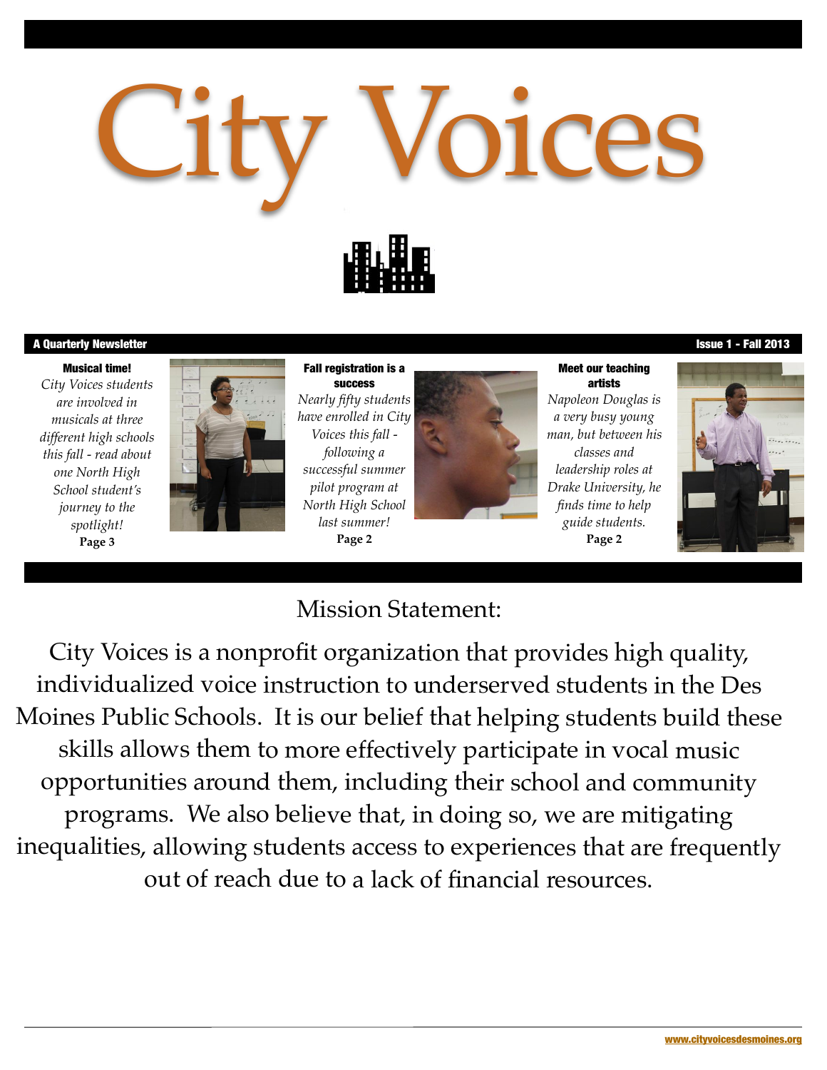# City Voices

A Quarterly Newsletter

Issue 1 - Fall 2013

**Musical time!**

*City Voices students are involved in musicals at three different high schools this fall - read about one North High School student's journey to the spotlight!*

Page 3

**Fall registration is a success**

*Nearly fifty students have enrolled in City Voices this fall - following a successful summer pilot program at North High School last summer!*

Page 2

**Meet our teaching artists**

*Napoleon Douglas is a very busy young man, but between his classes and leadership roles at Drake University, he finds time to help guide students.*

Page 2

## Mission Statement:

City Voices is a nonprofit organization that provides high quality, individualized voice instruction to underserved students in the Des Moines Public Schools. It is our belief that helping students build these skills allows them to more effectively participate in vocal music opportunities around them, including their school and community programs. We also believe that, in doing so, we are mitigating inequalities, allowing students access to experiences that are frequently out of reach due to a lack of financial resources.

www.cityvoicesdesmoines.org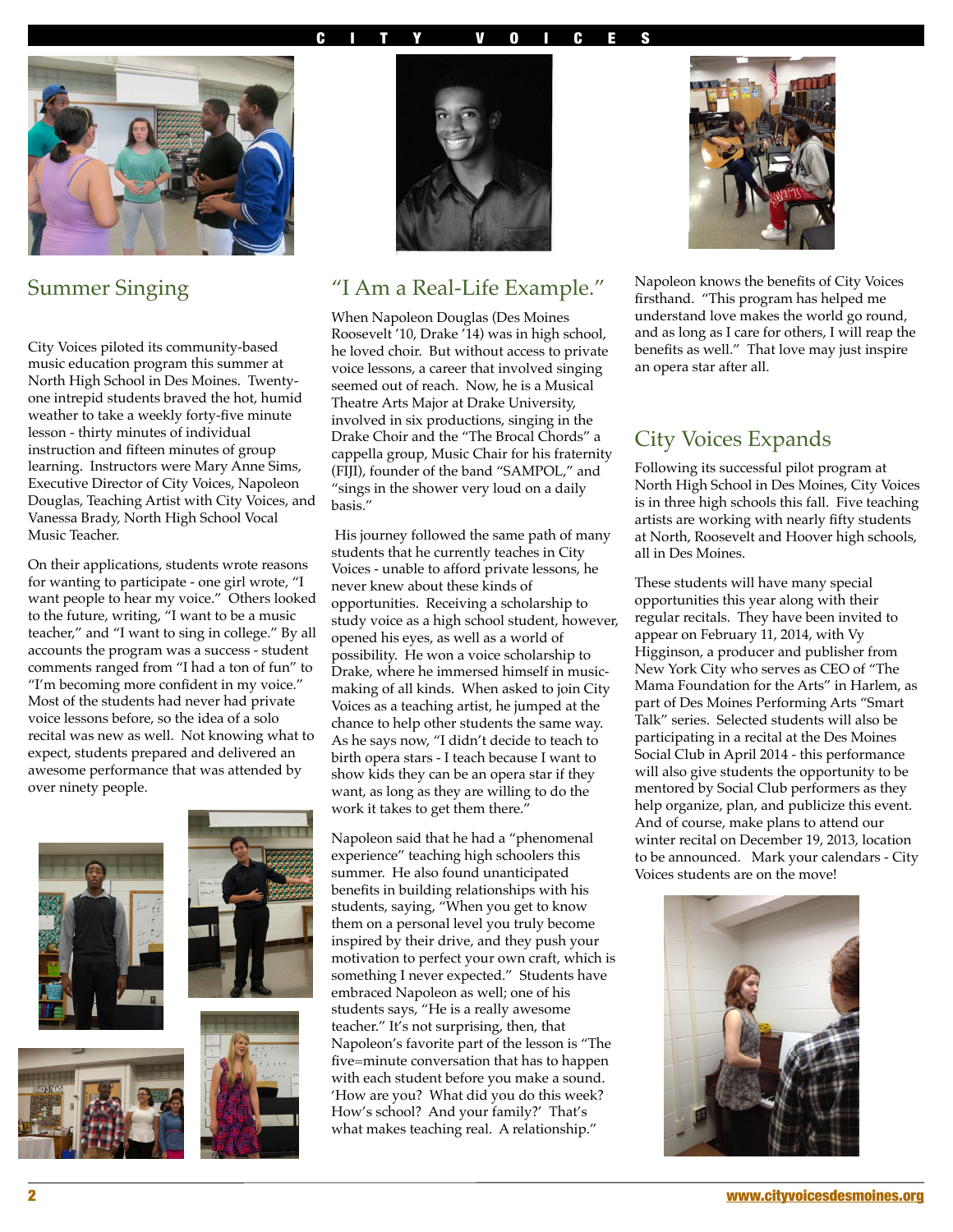## Summer Singing

City Voices piloted its community-based music education program this summer at North High School in Des Moines. Twenty-one intrepid students braved the hot, humid weather to take a weekly forty-five minute lesson - thirty minutes of individual instruction and fifteen minutes of group learning. Instructors were Mary Anne Sims, Executive Director of City Voices, Napoleon Douglas, Teaching Artist with City Voices, and Vanessa Brady, North High School Vocal Music Teacher.

On their applications, students wrote reasons for wanting to participate - one girl wrote, "I want people to hear my voice." Others looked to the future, writing, "I want to be a music teacher," and "I want to sing in college." By all accounts the program was a success - student comments ranged from "I had a ton of fun" to "I'm becoming more confident in my voice." Most of the students had never had private voice lessons before, so the idea of a solo recital was new as well. Not knowing what to expect, students prepared and delivered an awesome performance that was attended by over ninety people.

## "I Am a Real-Life Example."

When Napoleon Douglas (Des Moines Roosevelt '10, Drake '14) was in high school, he loved choir. But without access to private voice lessons, a career that involved singing seemed out of reach. Now, he is a Musical Theatre Arts Major at Drake University, involved in six productions, singing in the Drake Choir and the "The Brocal Chords" a cappella group, Music Chair for his fraternity (FIJI), founder of the band "SAMPOL," and "sings in the shower very loud on a daily basis."

His journey followed the same path of many students that he currently teaches in City Voices - unable to afford private lessons, he never knew about these kinds of opportunities. Receiving a scholarship to study voice as a high school student, however, opened his eyes, as well as a world of possibility. He won a voice scholarship to Drake, where he immersed himself in music-making of all kinds. When asked to join City Voices as a teaching artist, he jumped at the chance to help other students the same way. As he says now, "I didn't decide to teach to birth opera stars - I teach because I want to show kids they can be an opera star if they want, as long as they are willing to do the work it takes to get them there."

Napoleon said that he had a "phenomenal experience" teaching high schoolers this summer. He also found unanticipated benefits in building relationships with his students, saying, "When you get to know them on a personal level you truly become inspired by their drive, and they push your motivation to perfect your own craft, which is something I never expected." Students have embraced Napoleon as well; one of his students says, "He is a really awesome teacher." It's not surprising, then, that Napoleon's favorite part of the lesson is "The five=minute conversation that has to happen with each student before you make a sound. 'How are you? What did you do this week? How's school? And your family?' That's what makes teaching real. A relationship."

Napoleon knows the benefits of City Voices firsthand. "This program has helped me understand love makes the world go round, and as long as I care for others, I will reap the benefits as well." That love may just inspire an opera star after all.

## City Voices Expands

Following its successful pilot program at North High School in Des Moines, City Voices is in three high schools this fall. Five teaching artists are working with nearly fifty students at North, Roosevelt and Hoover high schools, all in Des Moines.

These students will have many special opportunities this year along with their regular recitals. They have been invited to appear on February 11, 2014, with Vy Higginson, a producer and publisher from New York City who serves as CEO of "The Mama Foundation for the Arts" in Harlem, as part of Des Moines Performing Arts "Smart Talk" series. Selected students will also be participating in a recital at the Des Moines Social Club in April 2014 - this performance will also give students the opportunity to be mentored by Social Club performers as they help organize, plan, and publicize this event. And of course, make plans to attend our winter recital on December 19, 2013, location to be announced. Mark your calendars - City Voices students are on the move!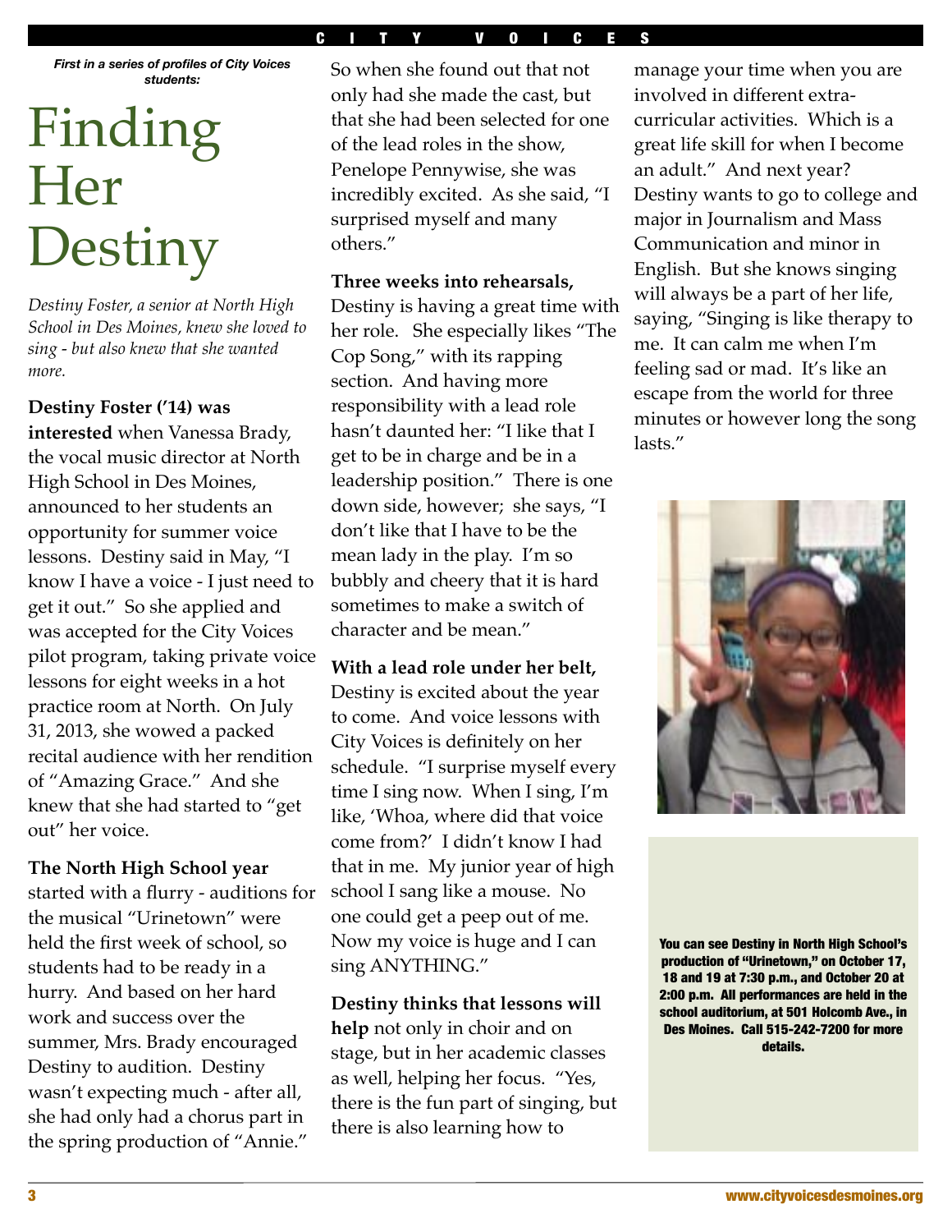*First in a series of profiles of City Voices students:*

# Finding Her Destiny

*Destiny Foster, a senior at North High School in Des Moines, knew she loved to sing - but also knew that she wanted more.*

**Destiny Foster ('14) was interested** when Vanessa Brady, the vocal music director at North High School in Des Moines, announced to her students an opportunity for summer voice lessons. Destiny said in May, "I know I have a voice - I just need to get it out." So she applied and was accepted for the City Voices pilot program, taking private voice lessons for eight weeks in a hot practice room at North. On July 31, 2013, she wowed a packed recital audience with her rendition of "Amazing Grace." And she knew that she had started to "get out" her voice.

**The North High School year** started with a flurry - auditions for the musical "Urinetown" were held the first week of school, so students had to be ready in a hurry. And based on her hard work and success over the summer, Mrs. Brady encouraged Destiny to audition. Destiny wasn't expecting much - after all, she had only had a chorus part in the spring production of "Annie." So when she found out that not only had she made the cast, but that she had been selected for one of the lead roles in the show, Penelope Pennywise, she was incredibly excited. As she said, "I surprised myself and many others."

**Three weeks into rehearsals,** Destiny is having a great time with her role. She especially likes "The Cop Song," with its rapping section. And having more responsibility with a lead role hasn't daunted her: "I like that I get to be in charge and be in a leadership position." There is one down side, however; she says, "I don't like that I have to be the mean lady in the play. I'm so bubbly and cheery that it is hard sometimes to make a switch of character and be mean."

**With a lead role under her belt,** Destiny is excited about the year to come. And voice lessons with City Voices is definitely on her schedule. "I surprise myself every time I sing now. When I sing, I'm like, 'Whoa, where did that voice come from?' I didn't know I had that in me. My junior year of high school I sang like a mouse. No one could get a peep out of me. Now my voice is huge and I can sing ANYTHING."

**Destiny thinks that lessons will help** not only in choir and on stage, but in her academic classes as well, helping her focus. "Yes, there is the fun part of singing, but there is also learning how to manage your time when you are involved in different extra-curricular activities. Which is a great life skill for when I become an adult." And next year? Destiny wants to go to college and major in Journalism and Mass Communication and minor in English. But she knows singing will always be a part of her life, saying, "Singing is like therapy to me. It can calm me when I'm feeling sad or mad. It's like an escape from the world for three minutes or however long the song lasts."

**You can see Destiny in North High School's production of "Urinetown," on October 17, 18 and 19 at 7:30 p.m., and October 20 at 2:00 p.m. All performances are held in the school auditorium, at 501 Holcomb Ave., in Des Moines. Call 515-242-7200 for more details.**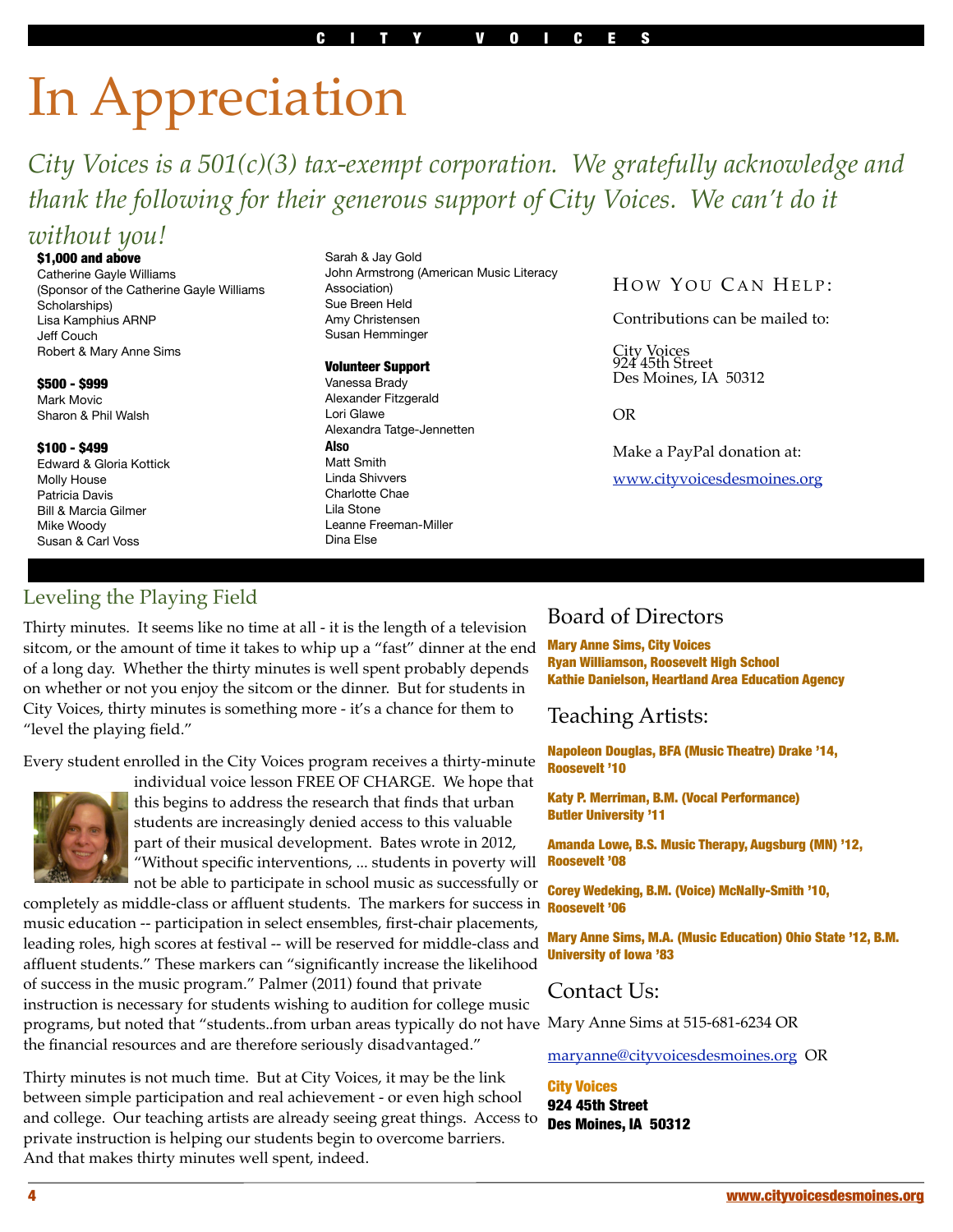# In Appreciation

*City Voices is a 501(c)(3) tax-exempt corporation. We gratefully acknowledge and thank the following for their generous support of City Voices. We can't do it without you!*

**$1,000 and above**
Catherine Gayle Williams (Sponsor of the Catherine Gayle Williams Scholarships)
Lisa Kamphius ARNP
Jeff Couch
Robert & Mary Anne Sims

**$500 - $999**
Mark Movic
Sharon & Phil Walsh

**$100 - $499**
Edward & Gloria Kottick
Molly House
Patricia Davis
Bill & Marcia Gilmer
Mike Woody
Susan & Carl Voss
Sarah & Jay Gold
John Armstrong (American Music Literacy Association)
Sue Breen Held
Amy Christensen
Susan Hemminger

**Volunteer Support**
Vanessa Brady
Alexander Fitzgerald
Lori Glawe
Alexandra Tatge-Jennetten

**Also**
Matt Smith
Linda Shivvers
Charlotte Chae
Lila Stone
Leanne Freeman-Miller
Dina Else

### HOW YOU CAN HELP:

Contributions can be mailed to:

City Voices
924 45th Street
Des Moines, IA 50312

OR

Make a PayPal donation at:

www.cityvoicesdesmoines.org

## Leveling the Playing Field

Thirty minutes. It seems like no time at all - it is the length of a television sitcom, or the amount of time it takes to whip up a "fast" dinner at the end of a long day. Whether the thirty minutes is well spent probably depends on whether or not you enjoy the sitcom or the dinner. But for students in City Voices, thirty minutes is something more - it's a chance for them to "level the playing field."

Every student enrolled in the City Voices program receives a thirty-minute individual voice lesson FREE OF CHARGE. We hope that this begins to address the research that finds that urban students are increasingly denied access to this valuable part of their musical development. Bates wrote in 2012, "Without specific interventions, ... students in poverty will not be able to participate in school music as successfully or completely as middle-class or affluent students. The markers for success in music education -- participation in select ensembles, first-chair placements, leading roles, high scores at festival -- will be reserved for middle-class and affluent students." These markers can "significantly increase the likelihood of success in the music program." Palmer (2011) found that private instruction is necessary for students wishing to audition for college music programs, but noted that "students..from urban areas typically do not have the financial resources and are therefore seriously disadvantaged."

Thirty minutes is not much time. But at City Voices, it may be the link between simple participation and real achievement - or even high school and college. Our teaching artists are already seeing great things. Access to private instruction is helping our students begin to overcome barriers. And that makes thirty minutes well spent, indeed.

## Board of Directors

**Mary Anne Sims, City Voices**
**Ryan Williamson, Roosevelt High School**
**Kathie Danielson, Heartland Area Education Agency**

## Teaching Artists:

**Napoleon Douglas, BFA (Music Theatre) Drake '14, Roosevelt '10**

**Katy P. Merriman, B.M. (Vocal Performance) Butler University '11**

**Amanda Lowe, B.S. Music Therapy, Augsburg (MN) '12, Roosevelt '08**

**Corey Wedeking, B.M. (Voice) McNally-Smith '10, Roosevelt '06**

**Mary Anne Sims, M.A. (Music Education) Ohio State '12, B.M. University of Iowa '83**

## Contact Us:

Mary Anne Sims at 515-681-6234 OR

maryanne@cityvoicesdesmoines.org OR

**City Voices**
**924 45th Street**
**Des Moines, IA 50312**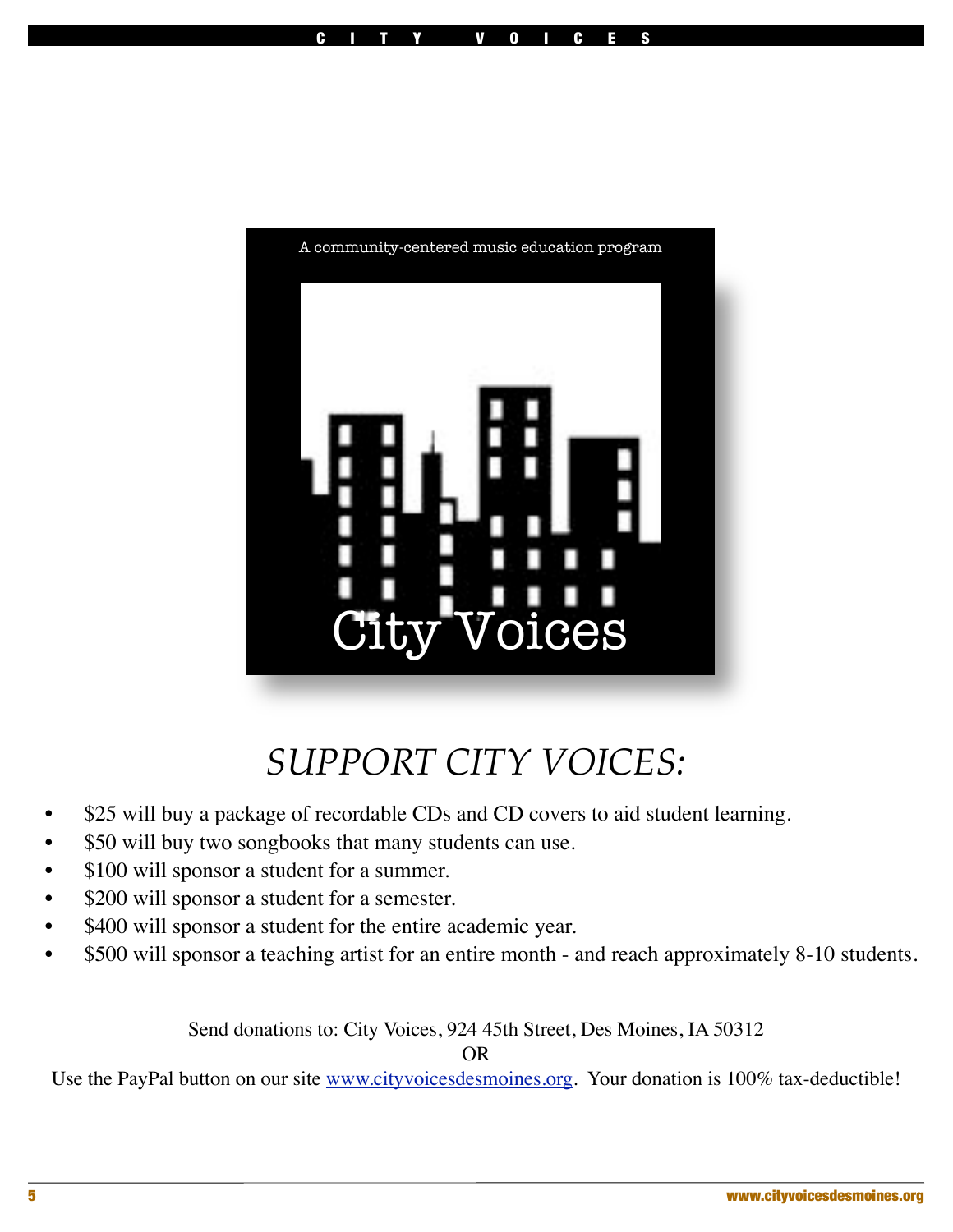A community-centered music education program

City Voices

# *SUPPORT CITY VOICES:*

- $25 will buy a package of recordable CDs and CD covers to aid student learning.
- $50 will buy two songbooks that many students can use.
- $100 will sponsor a student for a summer.
- $200 will sponsor a student for a semester.
- $400 will sponsor a student for the entire academic year.
- $500 will sponsor a teaching artist for an entire month - and reach approximately 8-10 students.

Send donations to: City Voices, 924 45th Street, Des Moines, IA 50312

OR

Use the PayPal button on our site [www.cityvoicesdesmoines.org](http://www.cityvoicesdesmoines.org). Your donation is 100% tax-deductible!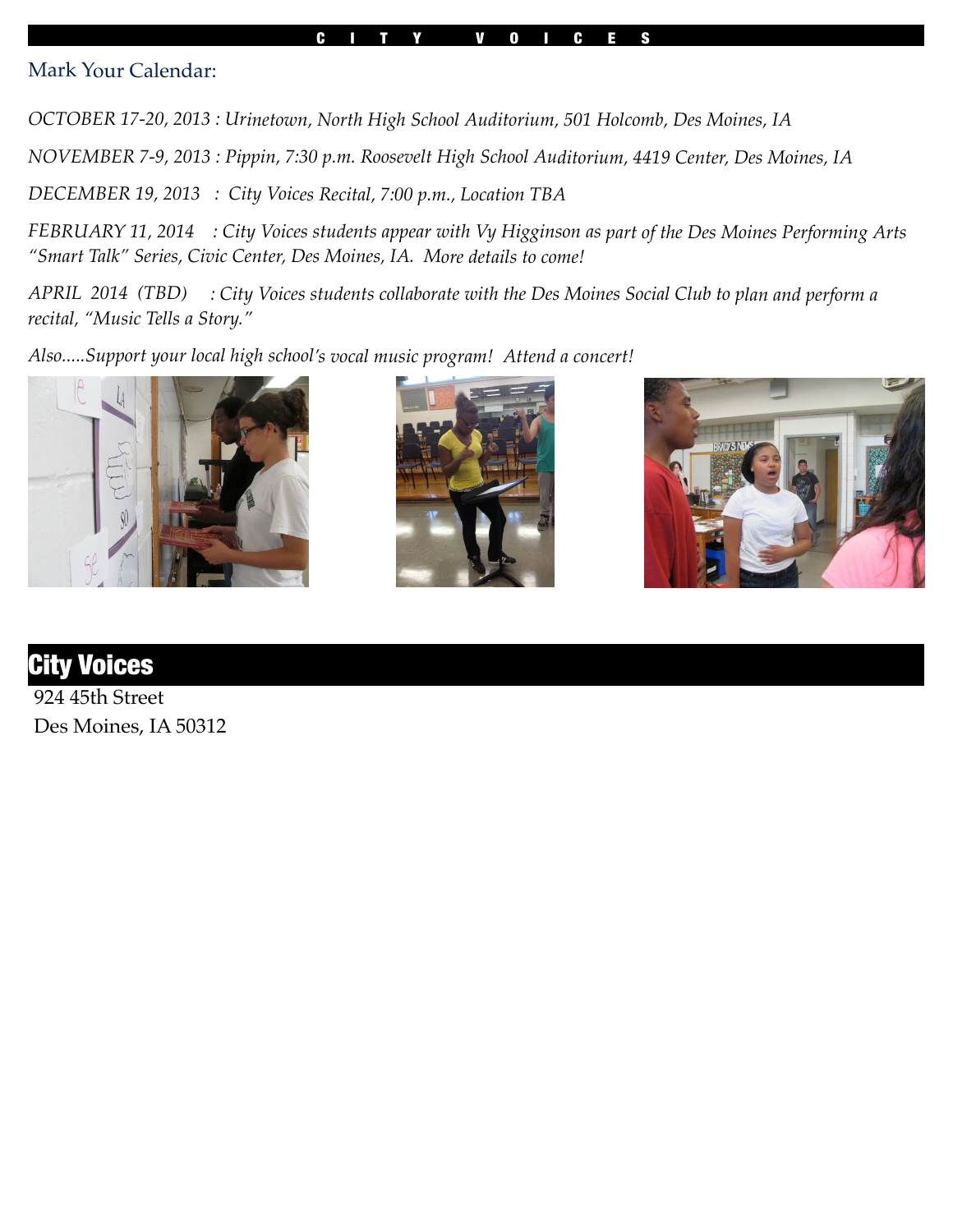## Mark Your Calendar:

*OCTOBER 17-20, 2013 : Urinetown, North High School Auditorium, 501 Holcomb, Des Moines, IA*

*NOVEMBER 7-9, 2013 : Pippin, 7:30 p.m. Roosevelt High School Auditorium, 4419 Center, Des Moines, IA*

*DECEMBER 19, 2013 : City Voices Recital, 7:00 p.m., Location TBA*

*FEBRUARY 11, 2014 : City Voices students appear with Vy Higginson as part of the Des Moines Performing Arts "Smart Talk" Series, Civic Center, Des Moines, IA. More details to come!*

*APRIL 2014 (TBD) : City Voices students collaborate with the Des Moines Social Club to plan and perform a recital, "Music Tells a Story."*

*Also.....Support your local high school's vocal music program! Attend a concert!*

## City Voices

924 45th Street
Des Moines, IA 50312